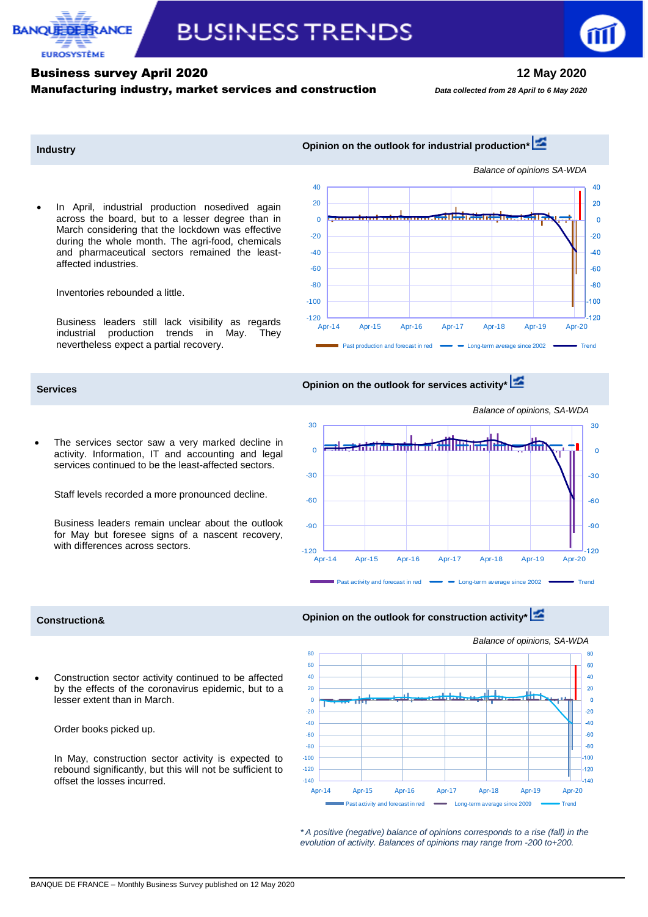# Business survey April 2020

**12 May 2020**

## Manufacturing industry, market services and construction

*Data collected from 28 April to 6 May 2020*

### Industry

**Opinion on the outlook for industrial production***

*Balance of opinions SA-WDA*

- In April, industrial production nosedived again across the board, but to a lesser degree than in March considering that the lockdown was effective during the whole month. The agri-food, chemicals and pharmaceutical sectors remained the least-affected industries.

  Inventories rebounded a little.

  Business leaders still lack visibility as regards industrial production trends in May. They nevertheless expect a partial recovery.

Past production and forecast in red — Long-term average since 2002 — Trend

### Services

**Opinion on the outlook for services activity***

*Balance of opinions, SA-WDA*

- The services sector saw a very marked decline in activity. Information, IT and accounting and legal services continued to be the least-affected sectors.

  Staff levels recorded a more pronounced decline.

  Business leaders remain unclear about the outlook for May but foresee signs of a nascent recovery, with differences across sectors.

Past activity and forecast in red — Long-term average since 2002 — Trend

### Construction&

**Opinion on the outlook for construction activity***

*Balance of opinions, SA-WDA*

- Construction sector activity continued to be affected by the effects of the coronavirus epidemic, but to a lesser extent than in March.

  Order books picked up.

  In May, construction sector activity is expected to rebound significantly, but this will not be sufficient to offset the losses incurred.

Past activity and forecast in red — Long-term average since 2009 — Trend

*\* A positive (negative) balance of opinions corresponds to a rise (fall) in the evolution of activity. Balances of opinions may range from -200 to+200.*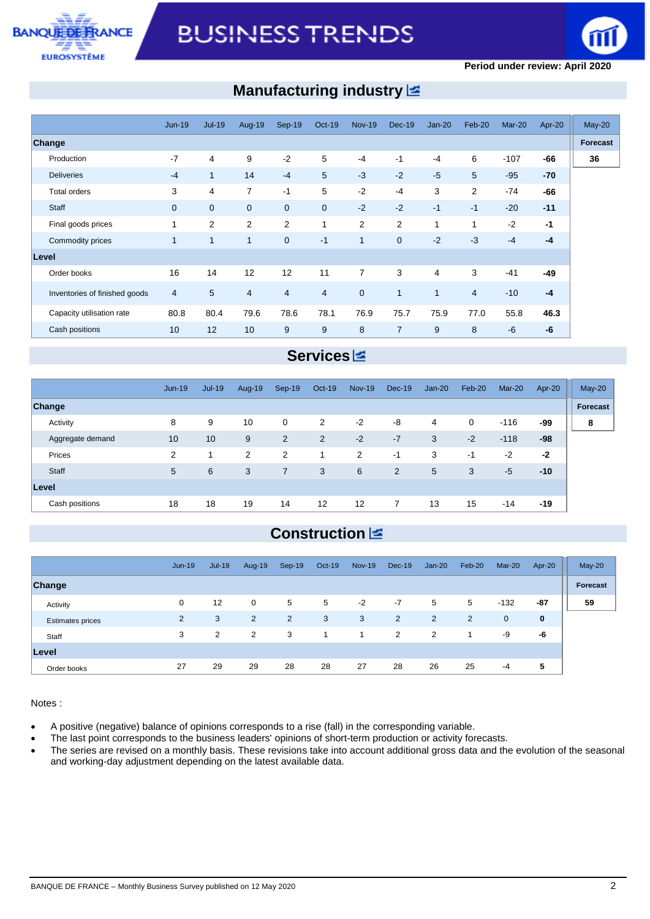Period under review: April 2020

## Manufacturing industry

| | Jun-19 | Jul-19 | Aug-19 | Sep-19 | Oct-19 | Nov-19 | Dec-19 | Jan-20 | Feb-20 | Mar-20 | Apr-20 | May-20 |
|---|---|---|---|---|---|---|---|---|---|---|---|---|
| **Change** | | | | | | | | | | | | **Forecast** |
| Production | -7 | 4 | 9 | -2 | 5 | -4 | -1 | -4 | 6 | -107 | **-66** | **36** |
| Deliveries | -4 | 1 | 14 | -4 | 5 | -3 | -2 | -5 | 5 | -95 | **-70** | |
| Total orders | 3 | 4 | 7 | -1 | 5 | -2 | -4 | 3 | 2 | -74 | **-66** | |
| Staff | 0 | 0 | 0 | 0 | 0 | -2 | -2 | -1 | -1 | -20 | **-11** | |
| Final goods prices | 1 | 2 | 2 | 2 | 1 | 2 | 2 | 1 | 1 | -2 | **-1** | |
| Commodity prices | 1 | 1 | 1 | 0 | -1 | 1 | 0 | -2 | -3 | -4 | **-4** | |
| **Level** | | | | | | | | | | | | |
| Order books | 16 | 14 | 12 | 12 | 11 | 7 | 3 | 4 | 3 | -41 | **-49** | |
| Inventories of finished goods | 4 | 5 | 4 | 4 | 4 | 0 | 1 | 1 | 4 | -10 | **-4** | |
| Capacity utilisation rate | 80.8 | 80.4 | 79.6 | 78.6 | 78.1 | 76.9 | 75.7 | 75.9 | 77.0 | 55.8 | **46.3** | |
| Cash positions | 10 | 12 | 10 | 9 | 9 | 8 | 7 | 9 | 8 | -6 | **-6** | |

## Services

| | Jun-19 | Jul-19 | Aug-19 | Sep-19 | Oct-19 | Nov-19 | Dec-19 | Jan-20 | Feb-20 | Mar-20 | Apr-20 | May-20 |
|---|---|---|---|---|---|---|---|---|---|---|---|---|
| **Change** | | | | | | | | | | | | **Forecast** |
| Activity | 8 | 9 | 10 | 0 | 2 | -2 | -8 | 4 | 0 | -116 | **-99** | **8** |
| Aggregate demand | 10 | 10 | 9 | 2 | 2 | -2 | -7 | 3 | -2 | -118 | **-98** | |
| Prices | 2 | 1 | 2 | 2 | 1 | 2 | -1 | 3 | -1 | -2 | **-2** | |
| Staff | 5 | 6 | 3 | 7 | 3 | 6 | 2 | 5 | 3 | -5 | **-10** | |
| **Level** | | | | | | | | | | | | |
| Cash positions | 18 | 18 | 19 | 14 | 12 | 12 | 7 | 13 | 15 | -14 | **-19** | |

## Construction

| | Jun-19 | Jul-19 | Aug-19 | Sep-19 | Oct-19 | Nov-19 | Dec-19 | Jan-20 | Feb-20 | Mar-20 | Apr-20 | May-20 |
|---|---|---|---|---|---|---|---|---|---|---|---|---|
| **Change** | | | | | | | | | | | | **Forecast** |
| Activity | 0 | 12 | 0 | 5 | 5 | -2 | -7 | 5 | 5 | -132 | **-87** | **59** |
| Estimates prices | 2 | 3 | 2 | 2 | 3 | 3 | 2 | 2 | 2 | 0 | **0** | |
| Staff | 3 | 2 | 2 | 3 | 1 | 1 | 2 | 2 | 1 | -9 | **-6** | |
| **Level** | | | | | | | | | | | | |
| Order books | 27 | 29 | 29 | 28 | 28 | 27 | 28 | 26 | 25 | -4 | **5** | |

Notes :

- A positive (negative) balance of opinions corresponds to a rise (fall) in the corresponding variable.
- The last point corresponds to the business leaders' opinions of short-term production or activity forecasts.
- The series are revised on a monthly basis. These revisions take into account additional gross data and the evolution of the seasonal and working-day adjustment depending on the latest available data.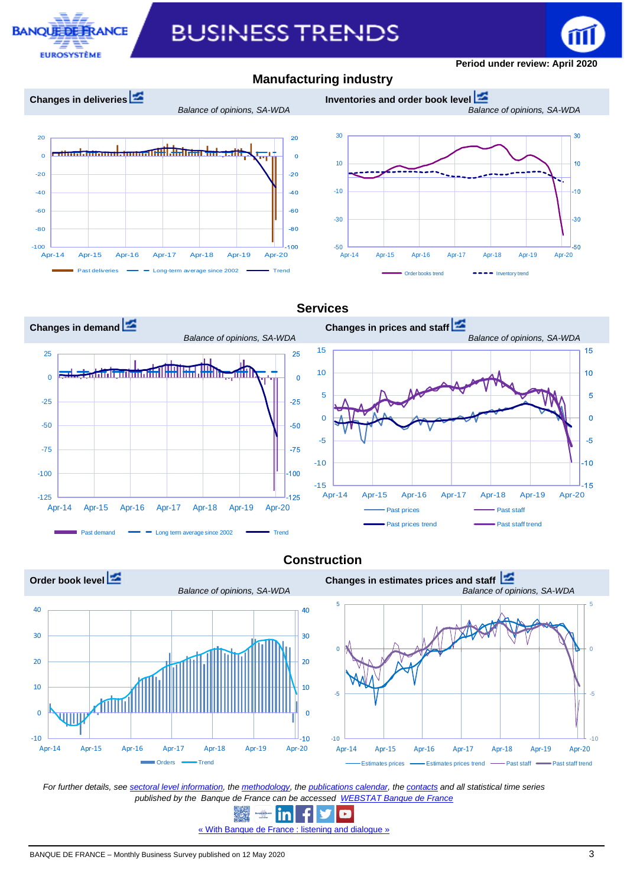# BUSINESS TRENDS

**Period under review: April 2020**

## Manufacturing industry

### Changes in deliveries

*Balance of opinions, SA-WDA*

20
0
-20
-40
-60
-80
-100
Apr-14 Apr-15 Apr-16 Apr-17 Apr-18 Apr-19 Apr-20

Past deliveries — Long-term average since 2002 — Trend

### Inventories and order book level

*Balance of opinions, SA-WDA*

30
10
-10
-30
-50
Apr-14 Apr-15 Apr-16 Apr-17 Apr-18 Apr-19 Apr-20

Order books trend — Inventory trend

## Services

### Changes in demand

*Balance of opinions, SA-WDA*

25
0
-25
-50
-75
-100
-125
Apr-14 Apr-15 Apr-16 Apr-17 Apr-18 Apr-19 Apr-20

Past demand — Long term average since 2002 — Trend

### Changes in prices and staff

*Balance of opinions, SA-WDA*

15
10
5
0
-5
-10
-15
Apr-14 Apr-15 Apr-16 Apr-17 Apr-18 Apr-19 Apr-20

Past prices — Past staff — Past prices trend — Past staff trend

## Construction

### Order book level

*Balance of opinions, SA-WDA*

40
30
20
10
0
-10
Apr-14 Apr-15 Apr-16 Apr-17 Apr-18 Apr-19 Apr-20

Orders — Trend

### Changes in estimates prices and staff

*Balance of opinions, SA-WDA*

5
0
-5
-10
Apr-14 Apr-15 Apr-16 Apr-17 Apr-18 Apr-19 Apr-20

Estimates prices — Estimates prices trend — Past staff — Past staff trend

*For further details, see sectoral level information, the methodology, the publications calendar, the contacts and all statistical time series published by the Banque de France can be accessed WEBSTAT Banque de France*

« With Banque de France : listening and dialogue »

BANQUE DE FRANCE – Monthly Business Survey published on 12 May 2020